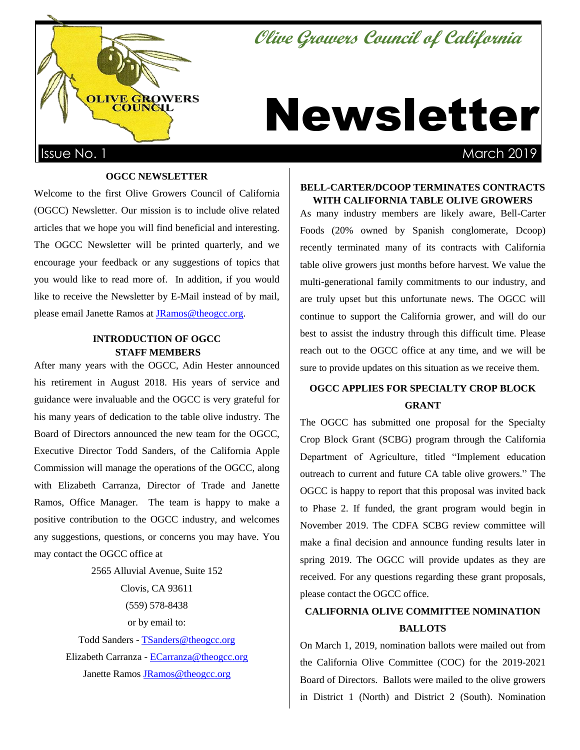# Olive Growers Council of California

# Newsletter

Issue No. 1 March 2019

## OGCC NEWSLETTER

Welcome to the first Olive Growers Council of California (OGCC) Newsletter. Our mission is to include olive related articles that we hope you will find beneficial and interesting. The OGCC Newsletter will be printed quarterly, and we encourage your feedback or any suggestions of topics that you would like to read more of. In addition, if you would like to receive the Newsletter by E-Mail instead of by mail, please email Janette Ramos at JRamos@theogcc.org.

## INTRODUCTION OF OGCC STAFF MEMBERS

After many years with the OGCC, Adin Hester announced his retirement in August 2018. His years of service and guidance were invaluable and the OGCC is very grateful for his many years of dedication to the table olive industry. The Board of Directors announced the new team for the OGCC, Executive Director Todd Sanders, of the California Apple Commission will manage the operations of the OGCC, along with Elizabeth Carranza, Director of Trade and Janette Ramos, Office Manager. The team is happy to make a positive contribution to the OGCC industry, and welcomes any suggestions, questions, or concerns you may have. You may contact the OGCC office at

2565 Alluvial Avenue, Suite 152
Clovis, CA 93611
(559) 578-8438
or by email to:

Todd Sanders - TSanders@theogcc.org
Elizabeth Carranza - ECarranza@theogcc.org
Janette Ramos JRamos@theogcc.org

## BELL-CARTER/DCOOP TERMINATES CONTRACTS WITH CALIFORNIA TABLE OLIVE GROWERS

As many industry members are likely aware, Bell-Carter Foods (20% owned by Spanish conglomerate, Dcoop) recently terminated many of its contracts with California table olive growers just months before harvest. We value the multi-generational family commitments to our industry, and are truly upset but this unfortunate news. The OGCC will continue to support the California grower, and will do our best to assist the industry through this difficult time. Please reach out to the OGCC office at any time, and we will be sure to provide updates on this situation as we receive them.

## OGCC APPLIES FOR SPECIALTY CROP BLOCK GRANT

The OGCC has submitted one proposal for the Specialty Crop Block Grant (SCBG) program through the California Department of Agriculture, titled "Implement education outreach to current and future CA table olive growers." The OGCC is happy to report that this proposal was invited back to Phase 2. If funded, the grant program would begin in November 2019. The CDFA SCBG review committee will make a final decision and announce funding results later in spring 2019. The OGCC will provide updates as they are received. For any questions regarding these grant proposals, please contact the OGCC office.

## CALIFORNIA OLIVE COMMITTEE NOMINATION BALLOTS

On March 1, 2019, nomination ballots were mailed out from the California Olive Committee (COC) for the 2019-2021 Board of Directors. Ballots were mailed to the olive growers in District 1 (North) and District 2 (South). Nomination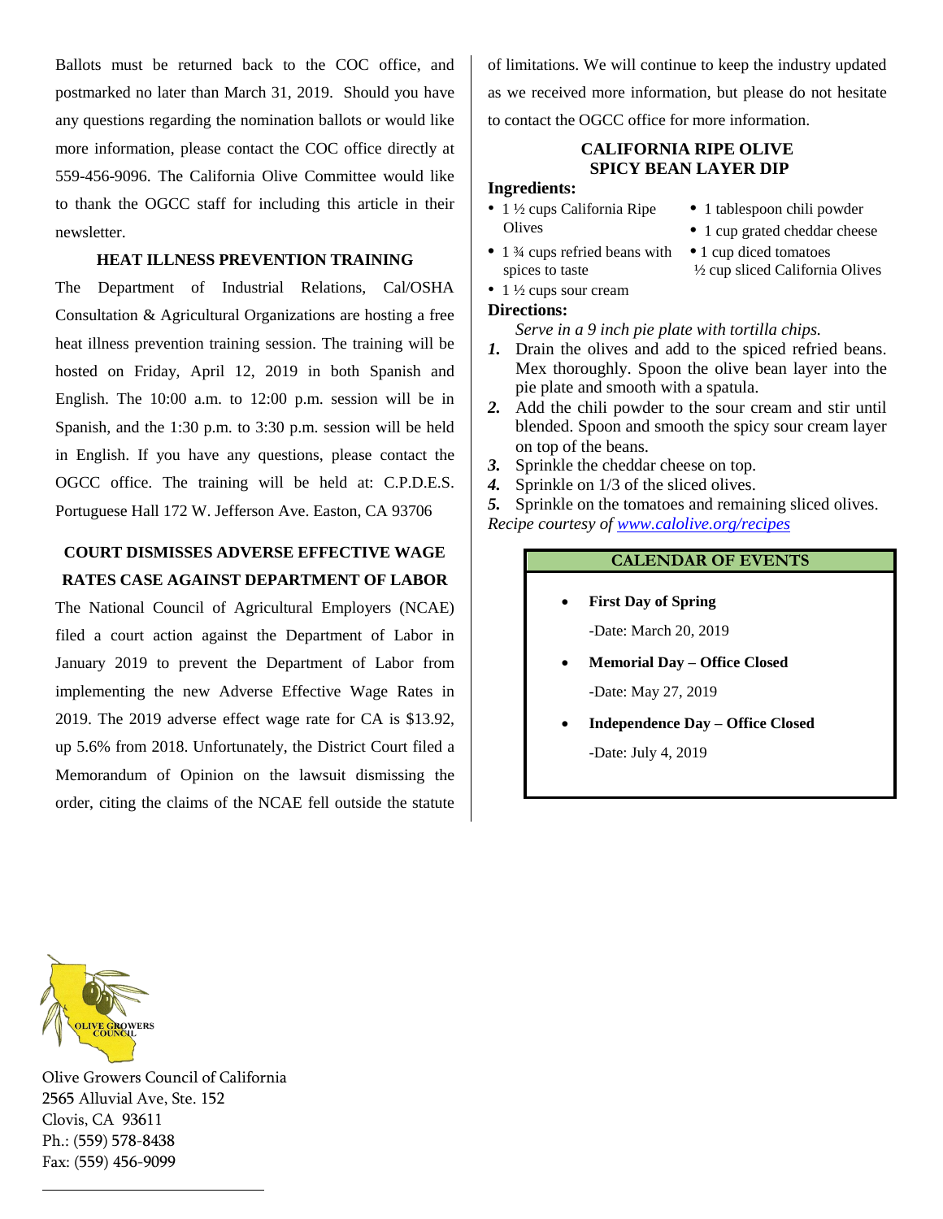Ballots must be returned back to the COC office, and postmarked no later than March 31, 2019. Should you have any questions regarding the nomination ballots or would like more information, please contact the COC office directly at 559-456-9096. The California Olive Committee would like to thank the OGCC staff for including this article in their newsletter.

## HEAT ILLNESS PREVENTION TRAINING

The Department of Industrial Relations, Cal/OSHA Consultation & Agricultural Organizations are hosting a free heat illness prevention training session. The training will be hosted on Friday, April 12, 2019 in both Spanish and English. The 10:00 a.m. to 12:00 p.m. session will be in Spanish, and the 1:30 p.m. to 3:30 p.m. session will be held in English. If you have any questions, please contact the OGCC office. The training will be held at: C.P.D.E.S. Portuguese Hall 172 W. Jefferson Ave. Easton, CA 93706

## COURT DISMISSES ADVERSE EFFECTIVE WAGE RATES CASE AGAINST DEPARTMENT OF LABOR

The National Council of Agricultural Employers (NCAE) filed a court action against the Department of Labor in January 2019 to prevent the Department of Labor from implementing the new Adverse Effective Wage Rates in 2019. The 2019 adverse effect wage rate for CA is $13.92, up 5.6% from 2018. Unfortunately, the District Court filed a Memorandum of Opinion on the lawsuit dismissing the order, citing the claims of the NCAE fell outside the statute of limitations. We will continue to keep the industry updated as we received more information, but please do not hesitate to contact the OGCC office for more information.

## CALIFORNIA RIPE OLIVE SPICY BEAN LAYER DIP

**Ingredients:**

- 1 ½ cups California Ripe Olives
- 1 ¾ cups refried beans with spices to taste
- 1 ½ cups sour cream
- 1 tablespoon chili powder
- 1 cup grated cheddar cheese
- 1 cup diced tomatoes
- ½ cup sliced California Olives

**Directions:**

*Serve in a 9 inch pie plate with tortilla chips.*

1. Drain the olives and add to the spiced refried beans. Mex thoroughly. Spoon the olive bean layer into the pie plate and smooth with a spatula.
2. Add the chili powder to the sour cream and stir until blended. Spoon and smooth the spicy sour cream layer on top of the beans.
3. Sprinkle the cheddar cheese on top.
4. Sprinkle on 1/3 of the sliced olives.
5. Sprinkle on the tomatoes and remaining sliced olives.

*Recipe courtesy of www.calolive.org/recipes*

## CALENDAR OF EVENTS

- **First Day of Spring**
  -Date: March 20, 2019
- **Memorial Day – Office Closed**
  -Date: May 27, 2019
- **Independence Day – Office Closed**
  -Date: July 4, 2019

OLIVE GROWERS COUNCIL

Olive Growers Council of California
2565 Alluvial Ave, Ste. 152
Clovis, CA 93611
Ph.: (559) 578-8438
Fax: (559) 456-9099